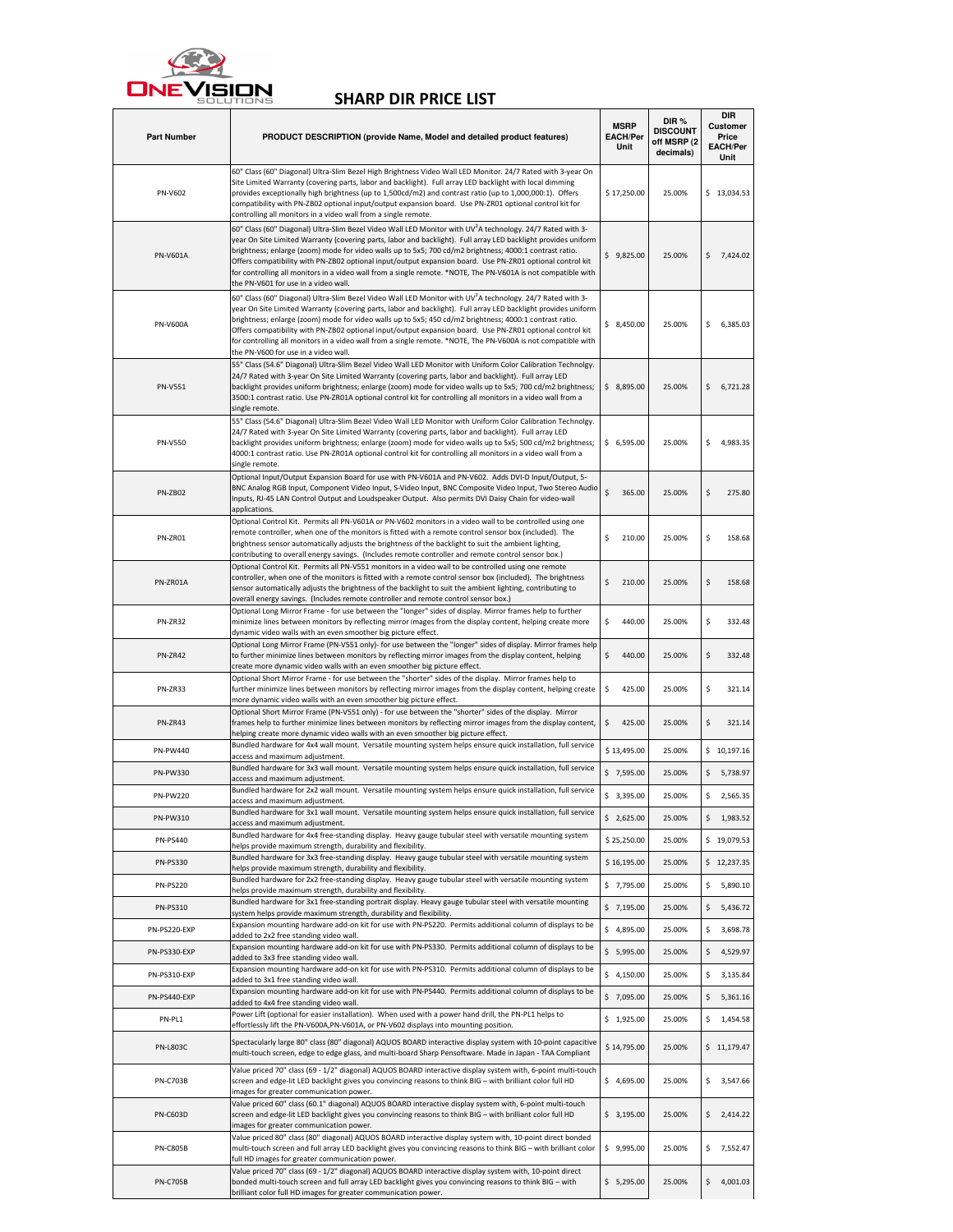# SHARP DIR PRICE LIST

| Part Number | PRODUCT DESCRIPTION (provide Name, Model and detailed product features) | MSRP EACH/Per Unit | DIR % DISCOUNT off MSRP (2 decimals) | DIR Customer Price EACH/Per Unit |
|---|---|---|---|---|
| PN-V602 | 60" Class (60" Diagonal) Ultra-Slim Bezel High Brightness Video Wall LED Monitor. 24/7 Rated with 3-year On Site Limited Warranty (covering parts, labor and backlight). Full array LED backlight with local dimming provides exceptionally high brightness (up to 1,500cd/m2) and contrast ratio (up to 1,000,000:1). Offers compatibility with PN-ZB02 optional input/output expansion board. Use PN-ZR01 optional control kit for controlling all monitors in a video wall from a single remote. | $ 17,250.00 | 25.00% | $ 13,034.53 |
| PN-V601A | 60" Class (60" Diagonal) Ultra-Slim Bezel Video Wall LED Monitor with $UV^2A$ technology. 24/7 Rated with 3-year On Site Limited Warranty (covering parts, labor and backlight). Full array LED backlight provides uniform brightness; enlarge (zoom) mode for video walls up to 5x5; 700 cd/m2 brightness; 4000:1 contrast ratio. Offers compatibility with PN-ZB02 optional input/output expansion board. Use PN-ZR01 optional control kit for controlling all monitors in a video wall from a single remote. *NOTE, The PN-V601A is not compatible with the PN-V601 for use in a video wall. | $ 9,825.00 | 25.00% | $ 7,424.02 |
| PN-V600A | 60" Class (60" Diagonal) Ultra-Slim Bezel Video Wall LED Monitor with $UV^2A$ technology. 24/7 Rated with 3-year On Site Limited Warranty (covering parts, labor and backlight). Full array LED backlight provides uniform brightness; enlarge (zoom) mode for video walls up to 5x5; 450 cd/m2 brightness; 4000:1 contrast ratio. Offers compatibility with PN-ZB02 optional input/output expansion board. Use PN-ZR01 optional control kit for controlling all monitors in a video wall from a single remote. *NOTE, The PN-V600A is not compatible with the PN-V600 for use in a video wall. | $ 8,450.00 | 25.00% | $ 6,385.03 |
| PN-V551 | 55" Class (54.6" Diagonal) Ultra-Slim Bezel Video Wall LED Monitor with Uniform Color Calibration Technolgy. 24/7 Rated with 3-year On Site Limited Warranty (covering parts, labor and backlight). Full array LED backlight provides uniform brightness; enlarge (zoom) mode for video walls up to 5x5; 700 cd/m2 brightness; 3500:1 contrast ratio. Use PN-ZR01A optional control kit for controlling all monitors in a video wall from a single remote. | $ 8,895.00 | 25.00% | $ 6,721.28 |
| PN-V550 | 55" Class (54.6" Diagonal) Ultra-Slim Bezel Video Wall LED Monitor with Uniform Color Calibration Technolgy. 24/7 Rated with 3-year On Site Limited Warranty (covering parts, labor and backlight). Full array LED backlight provides uniform brightness; enlarge (zoom) mode for video walls up to 5x5; 500 cd/m2 brightness; 4000:1 contrast ratio. Use PN-ZR01A optional control kit for controlling all monitors in a video wall from a single remote. | $ 6,595.00 | 25.00% | $ 4,983.35 |
| PN-ZB02 | Optional Input/Output Expansion Board for use with PN-V601A and PN-V602. Adds DVI-D Input/Output, 5-BNC Analog RGB Input, Component Video Input, S-Video Input, BNC Composite Video Input, Two Stereo Audio Inputs, RJ-45 LAN Control Output and Loudspeaker Output. Also permits DVI Daisy Chain for video-wall applications. | $ 365.00 | 25.00% | $ 275.80 |
| PN-ZR01 | Optional Control Kit. Permits all PN-V601A or PN-V602 monitors in a video wall to be controlled using one remote controller, when one of the monitors is fitted with a remote control sensor box (included). The brightness sensor automatically adjusts the brightness of the backlight to suit the ambient lighting, contributing to overall energy savings. (Includes remote controller and remote control sensor box.) | $ 210.00 | 25.00% | $ 158.68 |
| PN-ZR01A | Optional Control Kit. Permits all PN-V551 monitors in a video wall to be controlled using one remote controller, when one of the monitors is fitted with a remote control sensor box (included). The brightness sensor automatically adjusts the brightness of the backlight to suit the ambient lighting, contributing to overall energy savings. (Includes remote controller and remote control sensor box.) | $ 210.00 | 25.00% | $ 158.68 |
| PN-ZR32 | Optional Long Mirror Frame - for use between the "longer" sides of display. Mirror frames help to further minimize lines between monitors by reflecting mirror images from the display content, helping create more dynamic video walls with an even smoother big picture effect. | $ 440.00 | 25.00% | $ 332.48 |
| PN-ZR42 | Optional Long Mirror Frame (PN-V551 only)- for use between the "longer" sides of display. Mirror frames help to further minimize lines between monitors by reflecting mirror images from the display content, helping create more dynamic video walls with an even smoother big picture effect. | $ 440.00 | 25.00% | $ 332.48 |
| PN-ZR33 | Optional Short Mirror Frame - for use between the "shorter" sides of the display. Mirror frames help to further minimize lines between monitors by reflecting mirror images from the display content, helping create more dynamic video walls with an even smoother big picture effect. | $ 425.00 | 25.00% | $ 321.14 |
| PN-ZR43 | Optional Short Mirror Frame (PN-V551 only) - for use between the "shorter" sides of the display. Mirror frames help to further minimize lines between monitors by reflecting mirror images from the display content, helping create more dynamic video walls with an even smoother big picture effect. | $ 425.00 | 25.00% | $ 321.14 |
| PN-PW440 | Bundled hardware for 4x4 wall mount. Versatile mounting system helps ensure quick installation, full service access and maximum adjustment. | $ 13,495.00 | 25.00% | $ 10,197.16 |
| PN-PW330 | Bundled hardware for 3x3 wall mount. Versatile mounting system helps ensure quick installation, full service access and maximum adjustment. | $ 7,595.00 | 25.00% | $ 5,738.97 |
| PN-PW220 | Bundled hardware for 2x2 wall mount. Versatile mounting system helps ensure quick installation, full service access and maximum adjustment. | $ 3,395.00 | 25.00% | $ 2,565.35 |
| PN-PW310 | Bundled hardware for 3x1 wall mount. Versatile mounting system helps ensure quick installation, full service access and maximum adjustment. | $ 2,625.00 | 25.00% | $ 1,983.52 |
| PN-PS440 | Bundled hardware for 4x4 free-standing display. Heavy gauge tubular steel with versatile mounting system helps provide maximum strength, durability and flexibility. | $ 25,250.00 | 25.00% | $ 19,079.53 |
| PN-PS330 | Bundled hardware for 3x3 free-standing display. Heavy gauge tubular steel with versatile mounting system helps provide maximum strength, durability and flexibility. | $ 16,195.00 | 25.00% | $ 12,237.35 |
| PN-PS220 | Bundled hardware for 2x2 free-standing display. Heavy gauge tubular steel with versatile mounting system helps provide maximum strength, durability and flexibility. | $ 7,795.00 | 25.00% | $ 5,890.10 |
| PN-PS310 | Bundled hardware for 3x1 free-standing portrait display. Heavy gauge tubular steel with versatile mounting system helps provide maximum strength, durability and flexibility. | $ 7,195.00 | 25.00% | $ 5,436.72 |
| PN-PS220-EXP | Expansion mounting hardware add-on kit for use with PN-PS220. Permits additional column of displays to be added to 2x2 free standing video wall. | $ 4,895.00 | 25.00% | $ 3,698.78 |
| PN-PS330-EXP | Expansion mounting hardware add-on kit for use with PN-PS330. Permits additional column of displays to be added to 3x3 free standing video wall. | $ 5,995.00 | 25.00% | $ 4,529.97 |
| PN-PS310-EXP | Expansion mounting hardware add-on kit for use with PN-PS310. Permits additional column of displays to be added to 3x1 free standing video wall. | $ 4,150.00 | 25.00% | $ 3,135.84 |
| PN-PS440-EXP | Expansion mounting hardware add-on kit for use with PN-PS440. Permits additional column of displays to be added to 4x4 free standing video wall. | $ 7,095.00 | 25.00% | $ 5,361.16 |
| PN-PL1 | Power Lift (optional for easier installation). When used with a power hand drill, the PN-PL1 helps to effortlessly lift the PN-V600A,PN-V601A, or PN-V602 displays into mounting position. | $ 1,925.00 | 25.00% | $ 1,454.58 |
| PN-L803C | Spectacularly large 80" class (80" diagonal) AQUOS BOARD interactive display system with 10-point capacitive multi-touch screen, edge to edge glass, and multi-board Sharp Pensoftware. Made in Japan - TAA Compliant | $ 14,795.00 | 25.00% | $ 11,179.47 |
| PN-C703B | Value priced 70" class (69 - 1/2" diagonal) AQUOS BOARD interactive display system with, 6-point multi-touch screen and edge-lit LED backlight gives you convincing reasons to think BIG – with brilliant color full HD images for greater communication power. | $ 4,695.00 | 25.00% | $ 3,547.66 |
| PN-C603D | Value priced 60" class (60.1" diagonal) AQUOS BOARD interactive display system with, 6-point multi-touch screen and edge-lit LED backlight gives you convincing reasons to think BIG – with brilliant color full HD images for greater communication power. | $ 3,195.00 | 25.00% | $ 2,414.22 |
| PN-C805B | Value priced 80" class (80" diagonal) AQUOS BOARD interactive display system with, 10-point direct bonded multi-touch screen and full array LED backlight gives you convincing reasons to think BIG – with brilliant color full HD images for greater communication power. | $ 9,995.00 | 25.00% | $ 7,552.47 |
| PN-C705B | Value priced 70" class (69 - 1/2" diagonal) AQUOS BOARD interactive display system with, 10-point direct bonded multi-touch screen and full array LED backlight gives you convincing reasons to think BIG – with brilliant color full HD images for greater communication power. | $ 5,295.00 | 25.00% | $ 4,001.03 |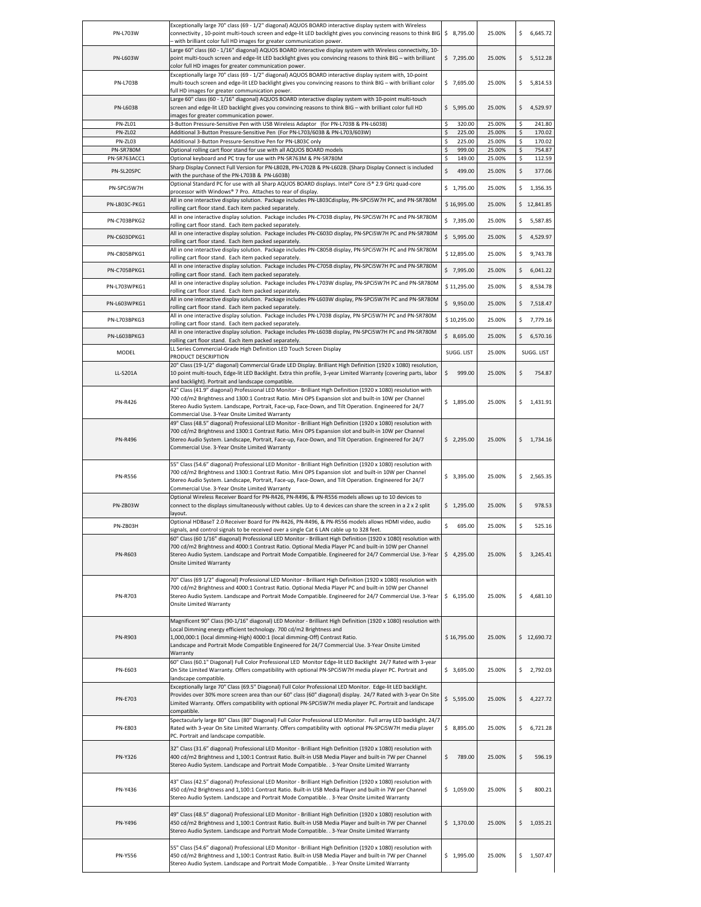| | | | | |
|---|---|---|---|---|
| PN-L703W | Exceptionally large 70" class (69 - 1/2" diagonal) AQUOS BOARD interactive display system with Wireless connectivity , 10-point multi-touch screen and edge-lit LED backlight gives you convincing reasons to think BIG – with brilliant color full HD images for greater communication power. | $ 8,795.00 | 25.00% | $ 6,645.72 |
| PN-L603W | Large 60" class (60 - 1/16" diagonal) AQUOS BOARD interactive display system with Wireless connectivity, 10-point multi-touch screen and edge-lit LED backlight gives you convincing reasons to think BIG – with brilliant color full HD images for greater communication power. | $ 7,295.00 | 25.00% | $ 5,512.28 |
| PN-L703B | Exceptionally large 70" class (69 - 1/2" diagonal) AQUOS BOARD interactive display system, with 10-point multi-touch screen and edge-lit LED backlight gives you convincing reasons to think BIG – with brilliant color full HD images for greater communication power. | $ 7,695.00 | 25.00% | $ 5,814.53 |
| PN-L603B | Large 60" class (60 - 1/16" diagonal) AQUOS BOARD interactive display system with 10-point multi-touch screen and edge-lit LED backlight gives you convincing reasons to think BIG – with brilliant color full HD images for greater communication power. | $ 5,995.00 | 25.00% | $ 4,529.97 |
| PN-ZL01 | 3-Button Pressure-Sensitive Pen with USB Wireless Adaptor (for PN-L703B & PN-L603B) | $ 320.00 | 25.00% | $ 241.80 |
| PN-ZL02 | Additional 3-Button Pressure-Sensitive Pen (For PN-L703/603B & PN-L703/603W) | $ 225.00 | 25.00% | $ 170.02 |
| PN-ZL03 | Additional 3-Button Pressure-Sensitive Pen for PN-L803C only | $ 225.00 | 25.00% | $ 170.02 |
| PN-SR780M | Optional rolling cart floor stand for use with all AQUOS BOARD models | $ 999.00 | 25.00% | $ 754.87 |
| PN-SR763ACC1 | Optional keyboard and PC tray for use with PN-SR763M & PN-SR780M | $ 149.00 | 25.00% | $ 112.59 |
| PN-SL20SPC | Sharp Display Connect Full Version for PN-L802B, PN-L702B & PN-L602B. (Sharp Display Connect is included with the purchase of the PN-L703B & PN-L603B) | $ 499.00 | 25.00% | $ 377.06 |
| PN-SPCi5W7H | Optional Standard PC for use with all Sharp AQUOS BOARD displays. Intel® Core i5® 2.9 GHz quad-core processor with Windows® 7 Pro. Attaches to rear of display. | $ 1,795.00 | 25.00% | $ 1,356.35 |
| PN-L803C-PKG1 | All in one interactive display solution. Package includes PN-L803Cdisplay, PN-SPCi5W7H PC, and PN-SR780M rolling cart floor stand. Each item packed separately. | $ 16,995.00 | 25.00% | $ 12,841.85 |
| PN-C703BPKG2 | All in one interactive display solution. Package includes PN-C703B display, PN-SPCi5W7H PC and PN-SR780M rolling cart floor stand. Each item packed separately. | $ 7,395.00 | 25.00% | $ 5,587.85 |
| PN-C603DPKG1 | All in one interactive display solution. Package includes PN-C603D display, PN-SPCi5W7H PC and PN-SR780M rolling cart floor stand. Each item packed separately. | $ 5,995.00 | 25.00% | $ 4,529.97 |
| PN-C805BPKG1 | All in one interactive display solution. Package includes PN-C805B display, PN-SPCi5W7H PC and PN-SR780M rolling cart floor stand. Each item packed separately. | $ 12,895.00 | 25.00% | $ 9,743.78 |
| PN-C705BPKG1 | All in one interactive display solution. Package includes PN-C705B display, PN-SPCi5W7H PC and PN-SR780M rolling cart floor stand. Each item packed separately. | $ 7,995.00 | 25.00% | $ 6,041.22 |
| PN-L703WPKG1 | All in one interactive display solution. Package includes PN-L703W display, PN-SPCi5W7H PC and PN-SR780M rolling cart floor stand. Each item packed separately. | $ 11,295.00 | 25.00% | $ 8,534.78 |
| PN-L603WPKG1 | All in one interactive display solution. Package includes PN-L603W display, PN-SPCi5W7H PC and PN-SR780M rolling cart floor stand. Each item packed separately. | $ 9,950.00 | 25.00% | $ 7,518.47 |
| PN-L703BPKG3 | All in one interactive display solution. Package includes PN-L703B display, PN-SPCi5W7H PC and PN-SR780M rolling cart floor stand. Each item packed separately. | $ 10,295.00 | 25.00% | $ 7,779.16 |
| PN-L603BPKG3 | All in one interactive display solution. Package includes PN-L603B display, PN-SPCi5W7H PC and PN-SR780M rolling cart floor stand. Each item packed separately. | $ 8,695.00 | 25.00% | $ 6,570.16 |
| MODEL | LL Series Commercial-Grade High Definition LED Touch Screen Display<br>PRODUCT DESCRIPTION | SUGG. LIST | 25.00% | SUGG. LIST |
| LL-S201A | 20" Class (19-1/2" diagonal) Commercial Grade LED Display. Brilliant High Definition (1920 x 1080) resolution, 10 point multi-touch, Edge-lit LED Backlight. Extra thin profile, 3-year Limited Warranty (covering parts, labor and backlight). Portrait and landscape compatible. | $ 999.00 | 25.00% | $ 754.87 |
| PN-R426 | 42" Class (41.9" diagonal) Professional LED Monitor - Brilliant High Definition (1920 x 1080) resolution with 700 cd/m2 Brightness and 1300:1 Contrast Ratio. Mini OPS Expansion slot and built-in 10W per Channel Stereo Audio System. Landscape, Portrait, Face-up, Face-Down, and Tilt Operation. Engineered for 24/7 Commercial Use. 3-Year Onsite Limited Warranty | $ 1,895.00 | 25.00% | $ 1,431.91 |
| PN-R496 | 49" Class (48.5" diagonal) Professional LED Monitor - Brilliant High Definition (1920 x 1080) resolution with 700 cd/m2 Brightness and 1300:1 Contrast Ratio. Mini OPS Expansion slot and built-in 10W per Channel Stereo Audio System. Landscape, Portrait, Face-up, Face-Down, and Tilt Operation. Engineered for 24/7 Commercial Use. 3-Year Onsite Limited Warranty | $ 2,295.00 | 25.00% | $ 1,734.16 |
| PN-R556 | 55" Class (54.6" diagonal) Professional LED Monitor - Brilliant High Definition (1920 x 1080) resolution with 700 cd/m2 Brightness and 1300:1 Contrast Ratio. Mini OPS Expansion slot and built-in 10W per Channel Stereo Audio System. Landscape, Portrait, Face-up, Face-Down, and Tilt Operation. Engineered for 24/7 Commercial Use. 3-Year Onsite Limited Warranty | $ 3,395.00 | 25.00% | $ 2,565.35 |
| PN-ZB03W | Optional Wireless Receiver Board for PN-R426, PN-R496, & PN-R556 models allows up to 10 devices to connect to the displays simultaneously without cables. Up to 4 devices can share the screen in a 2 x 2 split layout. | $ 1,295.00 | 25.00% | $ 978.53 |
| PN-ZB03H | Optional HDBaseT 2.0 Receiver Board for PN-R426, PN-R496, & PN-R556 models allows HDMI video, audio signals, and control signals to be received over a single Cat 6 LAN cable up to 328 feet. | $ 695.00 | 25.00% | $ 525.16 |
| PN-R603 | 60" Class (60 1/16" diagonal) Professional LED Monitor - Brilliant High Definition (1920 x 1080) resolution with 700 cd/m2 Brightness and 4000:1 Contrast Ratio. Optional Media Player PC and built-in 10W per Channel Stereo Audio System. Landscape and Portrait Mode Compatible. Engineered for 24/7 Commercial Use. 3-Year Onsite Limited Warranty | $ 4,295.00 | 25.00% | $ 3,245.41 |
| PN-R703 | 70" Class (69 1/2" diagonal) Professional LED Monitor - Brilliant High Definition (1920 x 1080) resolution with 700 cd/m2 Brightness and 4000:1 Contrast Ratio. Optional Media Player PC and built-in 10W per Channel Stereo Audio System. Landscape and Portrait Mode Compatible. Engineered for 24/7 Commercial Use. 3-Year Onsite Limited Warranty | $ 6,195.00 | 25.00% | $ 4,681.10 |
| PN-R903 | Magnificent 90" Class (90-1/16" diagonal) LED Monitor - Brilliant High Definition (1920 x 1080) resolution with Local Dimming energy efficient technology. 700 cd/m2 Brightness and 1,000,000:1 (local dimming-High) 4000:1 (local dimming-Off) Contrast Ratio. Landscape and Portrait Mode Compatible Engineered for 24/7 Commercial Use. 3-Year Onsite Limited Warranty | $ 16,795.00 | 25.00% | $ 12,690.72 |
| PN-E603 | 60" Class (60.1" Diagonal) Full Color Professional LED Monitor Edge-lit LED Backlight 24/7 Rated with 3-year On Site Limited Warranty. Offers compatibility with optional PN-SPCi5W7H media player PC. Portrait and landscape compatible. | $ 3,695.00 | 25.00% | $ 2,792.03 |
| PN-E703 | Exceptionally large 70" Class (69.5" Diagonal) Full Color Professional LED Monitor. Edge-lit LED backlight. Provides over 30% more screen area than our 60" class (60" diagonal) display. 24/7 Rated with 3-year On Site Limited Warranty. Offers compatibility with optional PN-SPCi5W7H media player PC. Portrait and landscape compatible. | $ 5,595.00 | 25.00% | $ 4,227.72 |
| PN-E803 | Spectacularly large 80" Class (80" Diagonal) Full Color Professional LED Monitor. Full array LED backlight. 24/7 Rated with 3-year On Site Limited Warranty. Offers compatibility with optional PN-SPCi5W7H media player PC. Portrait and landscape compatible. | $ 8,895.00 | 25.00% | $ 6,721.28 |
| PN-Y326 | 32" Class (31.6" diagonal) Professional LED Monitor - Brilliant High Definition (1920 x 1080) resolution with 400 cd/m2 Brightness and 1,100:1 Contrast Ratio. Built-in USB Media Player and built-in 7W per Channel Stereo Audio System. Landscape and Portrait Mode Compatible. . 3-Year Onsite Limited Warranty | $ 789.00 | 25.00% | $ 596.19 |
| PN-Y436 | 43" Class (42.5" diagonal) Professional LED Monitor - Brilliant High Definition (1920 x 1080) resolution with 450 cd/m2 Brightness and 1,100:1 Contrast Ratio. Built-in USB Media Player and built-in 7W per Channel Stereo Audio System. Landscape and Portrait Mode Compatible. . 3-Year Onsite Limited Warranty | $ 1,059.00 | 25.00% | $ 800.21 |
| PN-Y496 | 49" Class (48.5" diagonal) Professional LED Monitor - Brilliant High Definition (1920 x 1080) resolution with 450 cd/m2 Brightness and 1,100:1 Contrast Ratio. Built-in USB Media Player and built-in 7W per Channel Stereo Audio System. Landscape and Portrait Mode Compatible. . 3-Year Onsite Limited Warranty | $ 1,370.00 | 25.00% | $ 1,035.21 |
| PN-Y556 | 55" Class (54.6" diagonal) Professional LED Monitor - Brilliant High Definition (1920 x 1080) resolution with 450 cd/m2 Brightness and 1,100:1 Contrast Ratio. Built-in USB Media Player and built-in 7W per Channel Stereo Audio System. Landscape and Portrait Mode Compatible. . 3-Year Onsite Limited Warranty | $ 1,995.00 | 25.00% | $ 1,507.47 |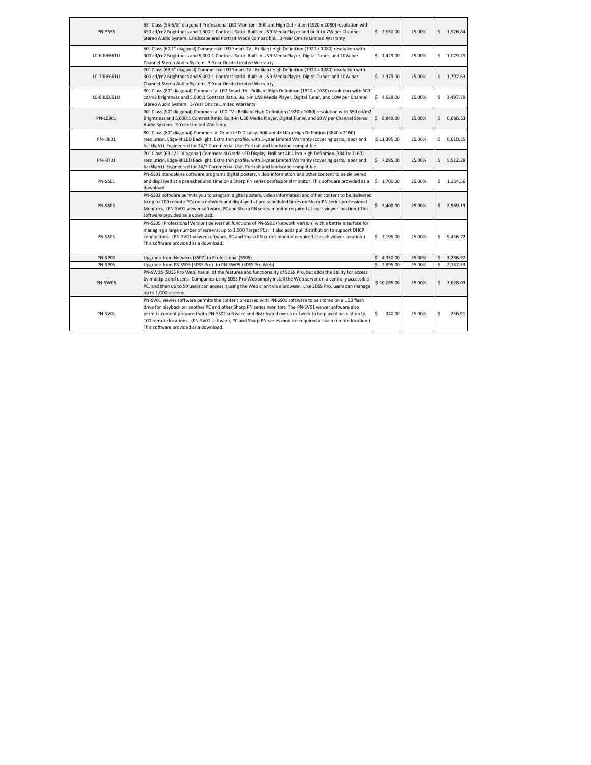| | | | | |
|---|---|---|---|---|
| PN-Y555 | 55" Class (54-5/8" diagonal) Professional LED Monitor - Brilliant High Definition (1920 x 1080) resolution with 450 cd/m2 Brightness and 1,300:1 Contrast Ratio. Built-in USB Media Player and built-in 7W per Channel Stereo Audio System. Landscape and Portrait Mode Compatible. . 3-Year Onsite Limited Warranty | $ 2,550.00 | 25.00% | $ 1,926.84 |
| LC-60LE661U | 60" Class (60.1" diagonal) Commercial LED Smart TV - Brilliant High Definition (1920 x 1080) resolution with 300 cd/m2 Brightness and 5,000:1 Contrast Ratio. Built-in USB Media Player, Digital Tuner, and 10W per Channel Stereo Audio System. 3-Year Onsite Limited Warranty | $ 1,429.00 | 25.00% | $ 1,079.79 |
| LC-70LE661U | 70" Class (69.5" diagonal) Commercial LED Smart TV - Brilliant High Definition (1920 x 1080) resolution with 300 cd/m2 Brightness and 5,000:1 Contrast Ratio. Built-in USB Media Player, Digital Tuner, and 10W per Channel Stereo Audio System. 3-Year Onsite Limited Warranty | $ 2,379.00 | 25.00% | $ 1,797.63 |
| LC-80LE661U | 80" Class (80" diagonal) Commercial LED Smart TV - Brilliant High Definition (1920 x 1080) resolution with 300 cd/m2 Brightness and 5,000:1 Contrast Ratio. Built-in USB Media Player, Digital Tuner, and 10W per Channel Stereo Audio System. 3-Year Onsite Limited Warranty | $ 4,629.00 | 25.00% | $ 3,497.79 |
| PN-LE901 | 90" Class (90" diagonal) Commercial LCD TV - Brilliant High Definition (1920 x 1080) resolution with 350 cd/m2 Brightness and 5,000:1 Contrast Ratio. Built-in USB Media Player, Digital Tuner, and 10W per Channel Stereo Audio System. 3-Year Limited Warranty | $ 8,849.00 | 25.00% | $ 6,686.53 |
| PN-H801 | 80" Class (80" diagonal) Commercial Grade LED Display. Brilliant 4K Ultra High Definition (3840 x 2160) resolution, Edge-lit LED Backlight. Extra thin profile, with 3-year Limited Warranty (covering parts, labor and backlight). Engineered for 24/7 Commercial Use. Portrait and landscape compatible. | $ 11,395.00 | 25.00% | $ 8,610.35 |
| PN-H701 | 70" Class (69-1/2" diagonal) Commercial Grade LED Display. Brilliant 4K Ultra High Definition (3840 x 2160) resolution, Edge-lit LED Backlight. Extra thin profile, with 3-year Limited Warranty (covering parts, labor and backlight). Engineered for 24/7 Commercial Use. Portrait and landscape compatible. | $ 7,295.00 | 25.00% | $ 5,512.28 |
| PN-SS01 | PN-SS01 standalone software programs digital posters, video information and other content to be delivered and displayed at a pre-scheduled time on a Sharp PN series professional monitor. This software provided as a download. | $ 1,700.00 | 25.00% | $ 1,284.56 |
| PN-SS02 | PN-SS02 software permits you to program digital posters, video information and other content to be delivered to up to 100 remote PCs on a network and displayed at pre-scheduled times on Sharp PN series professional Monitors. (PN-SV01 viewer software, PC and Sharp PN series monitor required at each viewer location.) This software provided as a download. | $ 3,400.00 | 25.00% | $ 2,569.13 |
| PN-SS05 | PN-SS05 (Professional Version) delivers all functions of PN-SS02 (Network Version) with a better interface for managing a large number of screens, up to 1,000 Target PCs. It also adds pull distribution to support DHCP connections. (PN-SV01 viewer software, PC and Sharp PN series monitor required at each viewer location.) This software provided as a download. | $ 7,195.00 | 25.00% | $ 5,436.72 |
| PN-SP02 | Upgrade from Network (SS02) to Professional (SS05) | $ 4,350.00 | 25.00% | $ 3,286.97 |
| PN-SP05 | Upgrade from PN SS05 (SDSS Pro) to PN-SW05 (SDSS Pro Web) | $ 2,895.00 | 25.00% | $ 2,187.53 |
| PN-SW05 | PN-SW05 (SDSS Pro Web) has all of the features and functionality of SDSS Pro, but adds the ability for access by multiple end users. Companies using SDSS Pro Web simply install the Web server on a centrally accessible PC, and then up to 50 users can access it using the Web client via a browser. Like SDSS Pro, users can manage up to 1,000 screens. | $ 10,095.00 | 25.00% | $ 7,628.03 |
| PN-SV01 | PN-SV01 viewer software permits the content prepared with PN-SS01 software to be stored on a USB flash drive for playback on another PC and other Sharp PN series monitors. The PN-SV01 viewer software also permits content prepared with PN-SS02 software and distributed over a network to be played back at up to 100 remote locations. (PN-SV01 software, PC and Sharp PN series monitor required at each remote location.) This software provided as a download. | $ 340.00 | 25.00% | $ 256.91 |